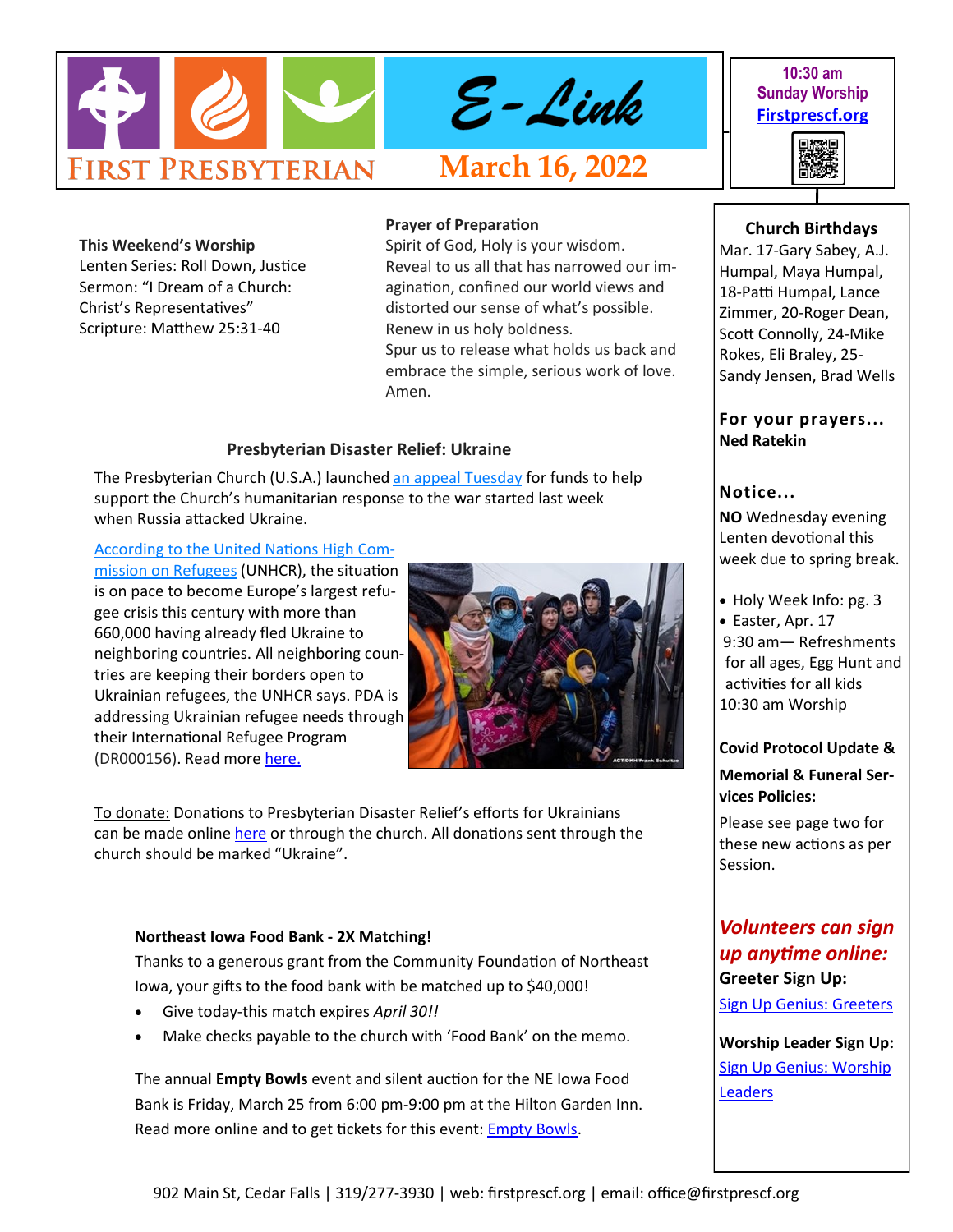# First Presbyterian E-Link

## March 16, 2022

10:30 am
Sunday Worship
Firstprescf.org

**This Weekend's Worship**
Lenten Series: Roll Down, Justice
Sermon: "I Dream of a Church: Christ's Representatives"
Scripture: Matthew 25:31-40

**Prayer of Preparation**
Spirit of God, Holy is your wisdom.
Reveal to us all that has narrowed our imagination, confined our world views and distorted our sense of what's possible.
Renew in us holy boldness.
Spur us to release what holds us back and embrace the simple, serious work of love.
Amen.

### Presbyterian Disaster Relief: Ukraine

The Presbyterian Church (U.S.A.) launched an appeal Tuesday for funds to help support the Church's humanitarian response to the war started last week when Russia attacked Ukraine.

According to the United Nations High Commission on Refugees (UNHCR), the situation is on pace to become Europe's largest refugee crisis this century with more than 660,000 having already fled Ukraine to neighboring countries. All neighboring countries are keeping their borders open to Ukrainian refugees, the UNHCR says. PDA is addressing Ukrainian refugee needs through their International Refugee Program (DR000156). Read more here.

To donate: Donations to Presbyterian Disaster Relief's efforts for Ukrainians can be made online here or through the church. All donations sent through the church should be marked "Ukraine".

**Northeast Iowa Food Bank - 2X Matching!**
Thanks to a generous grant from the Community Foundation of Northeast Iowa, your gifts to the food bank with be matched up to $40,000!

- Give today-this match expires *April 30!!*
- Make checks payable to the church with 'Food Bank' on the memo.

The annual **Empty Bowls** event and silent auction for the NE Iowa Food Bank is Friday, March 25 from 6:00 pm-9:00 pm at the Hilton Garden Inn. Read more online and to get tickets for this event: Empty Bowls.

**Church Birthdays**
Mar. 17-Gary Sabey, A.J. Humpal, Maya Humpal, 18-Patti Humpal, Lance Zimmer, 20-Roger Dean, Scott Connolly, 24-Mike Rokes, Eli Braley, 25-Sandy Jensen, Brad Wells

**For your prayers...**
**Ned Ratekin**

**Notice...**
**NO** Wednesday evening Lenten devotional this week due to spring break.

- Holy Week Info: pg. 3
- Easter, Apr. 17
  9:30 am— Refreshments for all ages, Egg Hunt and activities for all kids
  10:30 am Worship

**Covid Protocol Update & Memorial & Funeral Services Policies:**
Please see page two for these new actions as per Session.

***Volunteers can sign up anytime online:***
**Greeter Sign Up:**
Sign Up Genius: Greeters

**Worship Leader Sign Up:**
Sign Up Genius: Worship Leaders

902 Main St, Cedar Falls | 319/277-3930 | web: firstprescf.org | email: office@firstprescf.org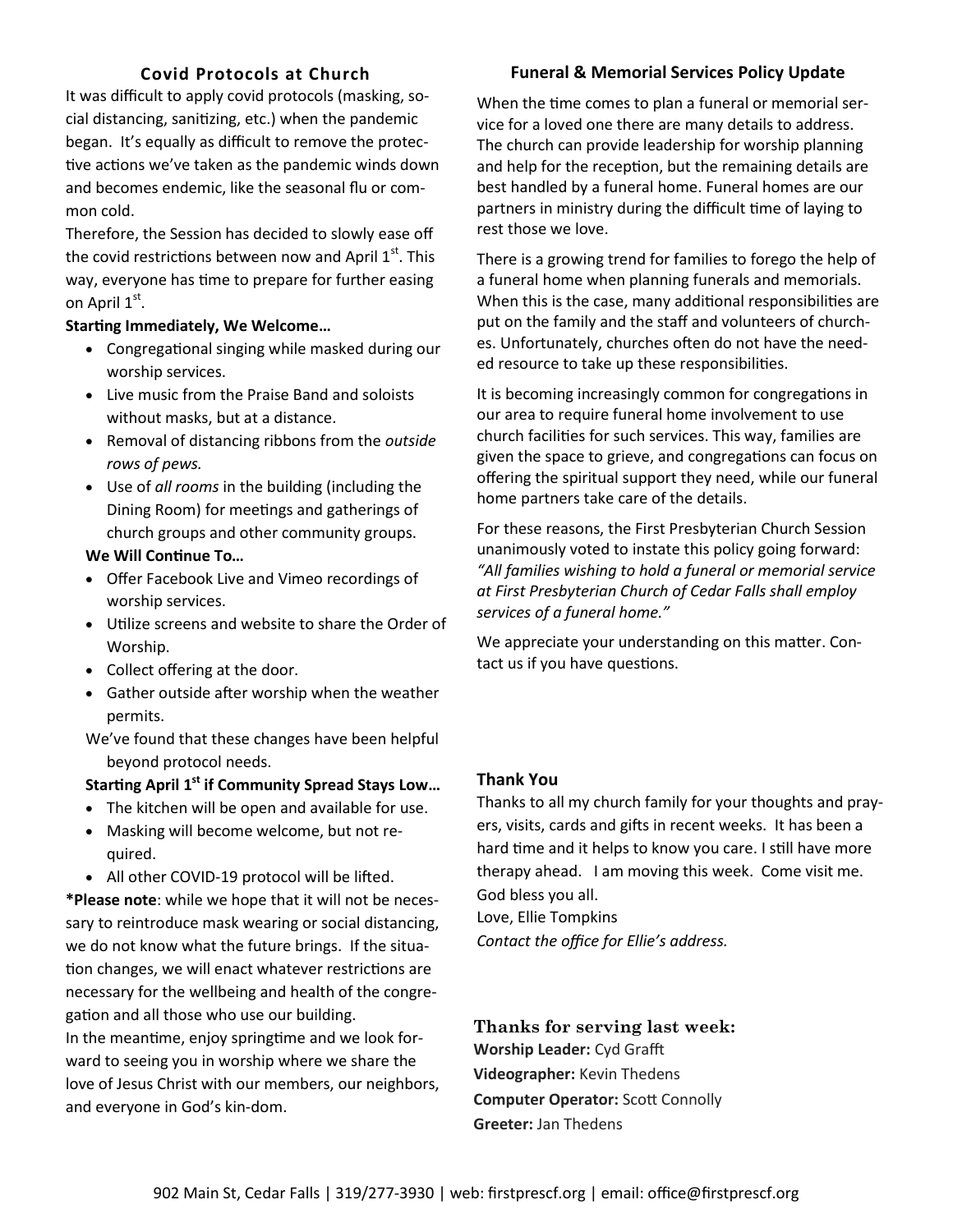## Covid Protocols at Church

It was difficult to apply covid protocols (masking, social distancing, sanitizing, etc.) when the pandemic began. It's equally as difficult to remove the protective actions we've taken as the pandemic winds down and becomes endemic, like the seasonal flu or common cold.

Therefore, the Session has decided to slowly ease off the covid restrictions between now and April 1st. This way, everyone has time to prepare for further easing on April 1st.

**Starting Immediately, We Welcome…**

- Congregational singing while masked during our worship services.
- Live music from the Praise Band and soloists without masks, but at a distance.
- Removal of distancing ribbons from the *outside rows of pews.*
- Use of *all rooms* in the building (including the Dining Room) for meetings and gatherings of church groups and other community groups.

**We Will Continue To…**

- Offer Facebook Live and Vimeo recordings of worship services.
- Utilize screens and website to share the Order of Worship.
- Collect offering at the door.
- Gather outside after worship when the weather permits.

We've found that these changes have been helpful beyond protocol needs.

**Starting April 1st if Community Spread Stays Low…**

- The kitchen will be open and available for use.
- Masking will become welcome, but not required.
- All other COVID-19 protocol will be lifted.

***Please note**: while we hope that it will not be necessary to reintroduce mask wearing or social distancing, we do not know what the future brings. If the situation changes, we will enact whatever restrictions are necessary for the wellbeing and health of the congregation and all those who use our building.

In the meantime, enjoy springtime and we look forward to seeing you in worship where we share the love of Jesus Christ with our members, our neighbors, and everyone in God's kin-dom.

## Funeral & Memorial Services Policy Update

When the time comes to plan a funeral or memorial service for a loved one there are many details to address. The church can provide leadership for worship planning and help for the reception, but the remaining details are best handled by a funeral home. Funeral homes are our partners in ministry during the difficult time of laying to rest those we love.

There is a growing trend for families to forego the help of a funeral home when planning funerals and memorials. When this is the case, many additional responsibilities are put on the family and the staff and volunteers of churches. Unfortunately, churches often do not have the needed resource to take up these responsibilities.

It is becoming increasingly common for congregations in our area to require funeral home involvement to use church facilities for such services. This way, families are given the space to grieve, and congregations can focus on offering the spiritual support they need, while our funeral home partners take care of the details.

For these reasons, the First Presbyterian Church Session unanimously voted to instate this policy going forward: *"All families wishing to hold a funeral or memorial service at First Presbyterian Church of Cedar Falls shall employ services of a funeral home."*

We appreciate your understanding on this matter. Contact us if you have questions.

## Thank You

Thanks to all my church family for your thoughts and prayers, visits, cards and gifts in recent weeks. It has been a hard time and it helps to know you care. I still have more therapy ahead. I am moving this week. Come visit me. God bless you all.

Love, Ellie Tompkins

*Contact the office for Ellie's address.*

## Thanks for serving last week:

**Worship Leader:** Cyd Grafft

**Videographer:** Kevin Thedens

**Computer Operator:** Scott Connolly

**Greeter:** Jan Thedens

902 Main St, Cedar Falls | 319/277-3930 | web: firstprescf.org | email: office@firstprescf.org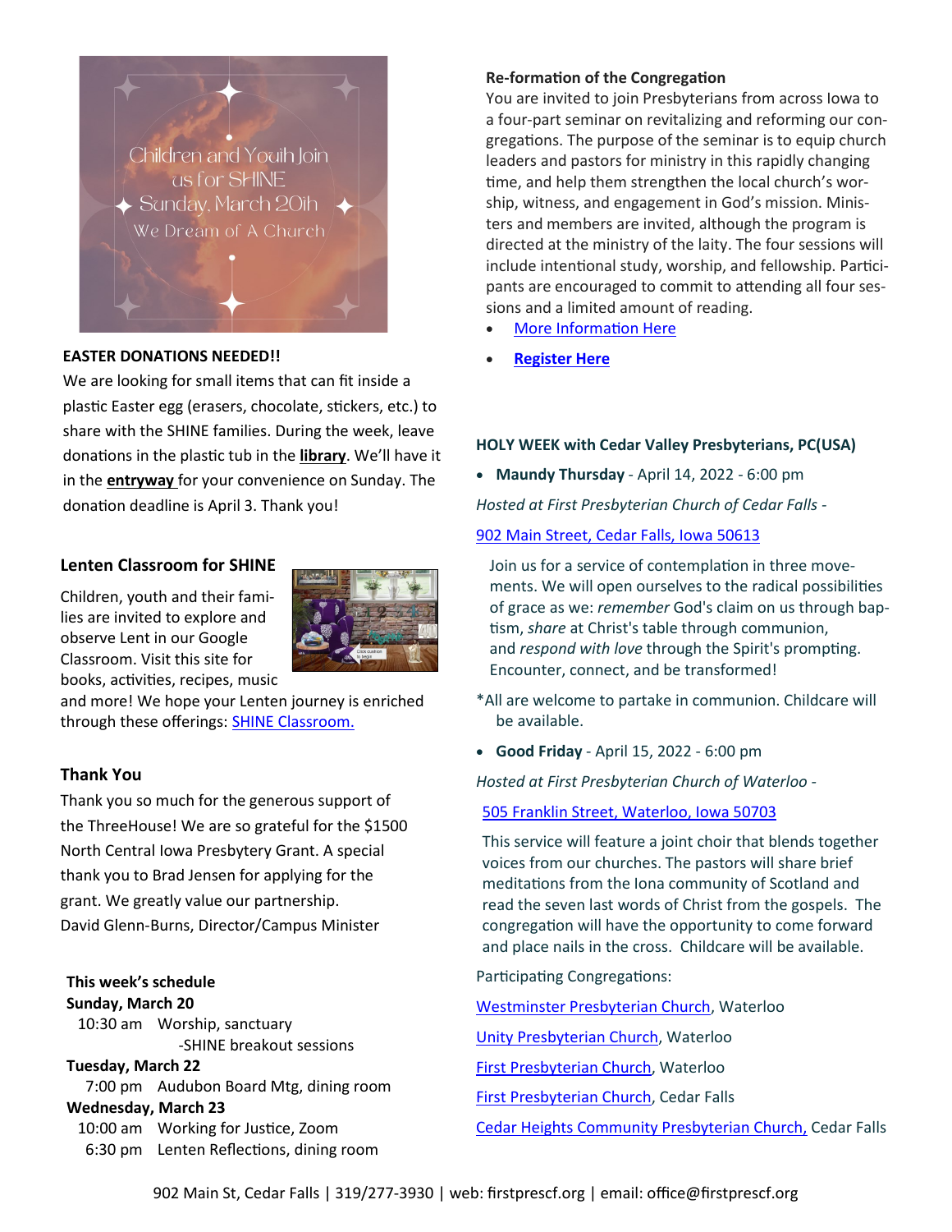Children and Youth Join us for SHINE
Sunday, March 20th
We Dream of A Church

**EASTER DONATIONS NEEDED!!**

We are looking for small items that can fit inside a plastic Easter egg (erasers, chocolate, stickers, etc.) to share with the SHINE families. During the week, leave donations in the plastic tub in the **library**. We'll have it in the **entryway** for your convenience on Sunday. The donation deadline is April 3. Thank you!

## Lenten Classroom for SHINE

Children, youth and their families are invited to explore and observe Lent in our Google Classroom. Visit this site for books, activities, recipes, music and more! We hope your Lenten journey is enriched through these offerings: SHINE Classroom.

## Thank You

Thank you so much for the generous support of the ThreeHouse! We are so grateful for the $1500 North Central Iowa Presbytery Grant. A special thank you to Brad Jensen for applying for the grant. We greatly value our partnership.
David Glenn-Burns, Director/Campus Minister

**This week's schedule**

**Sunday, March 20**
10:30 am Worship, sanctuary
-SHINE breakout sessions

**Tuesday, March 22**
7:00 pm Audubon Board Mtg, dining room

**Wednesday, March 23**
10:00 am Working for Justice, Zoom
6:30 pm Lenten Reflections, dining room

**Re-formation of the Congregation**

You are invited to join Presbyterians from across Iowa to a four-part seminar on revitalizing and reforming our congregations. The purpose of the seminar is to equip church leaders and pastors for ministry in this rapidly changing time, and help them strengthen the local church's worship, witness, and engagement in God's mission. Ministers and members are invited, although the program is directed at the ministry of the laity. The four sessions will include intentional study, worship, and fellowship. Participants are encouraged to commit to attending all four sessions and a limited amount of reading.

- More Information Here
- **Register Here**

**HOLY WEEK with Cedar Valley Presbyterians, PC(USA)**

- **Maundy Thursday** - April 14, 2022 - 6:00 pm

*Hosted at First Presbyterian Church of Cedar Falls -*

902 Main Street, Cedar Falls, Iowa 50613

Join us for a service of contemplation in three movements. We will open ourselves to the radical possibilities of grace as we: *remember* God's claim on us through baptism, *share* at Christ's table through communion, and *respond with love* through the Spirit's prompting. Encounter, connect, and be transformed!

*All are welcome to partake in communion. Childcare will be available.

- **Good Friday** - April 15, 2022 - 6:00 pm

*Hosted at First Presbyterian Church of Waterloo -*

505 Franklin Street, Waterloo, Iowa 50703

This service will feature a joint choir that blends together voices from our churches. The pastors will share brief meditations from the Iona community of Scotland and read the seven last words of Christ from the gospels. The congregation will have the opportunity to come forward and place nails in the cross. Childcare will be available.

Participating Congregations:

Westminster Presbyterian Church, Waterloo

Unity Presbyterian Church, Waterloo

First Presbyterian Church, Waterloo

First Presbyterian Church, Cedar Falls

Cedar Heights Community Presbyterian Church, Cedar Falls

902 Main St, Cedar Falls | 319/277-3930 | web: firstprescf.org | email: office@firstprescf.org